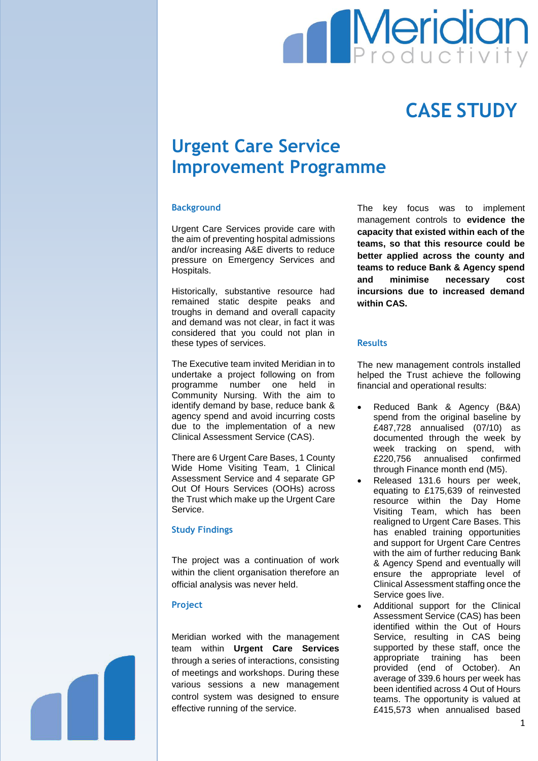Meridian Productivity

# CASE STUDY

# Urgent Care Service Improvement Programme

## Background

Urgent Care Services provide care with the aim of preventing hospital admissions and/or increasing A&E diverts to reduce pressure on Emergency Services and Hospitals.

Historically, substantive resource had remained static despite peaks and troughs in demand and overall capacity and demand was not clear, in fact it was considered that you could not plan in these types of services.

The Executive team invited Meridian in to undertake a project following on from programme number one held in Community Nursing. With the aim to identify demand by base, reduce bank & agency spend and avoid incurring costs due to the implementation of a new Clinical Assessment Service (CAS).

There are 6 Urgent Care Bases, 1 County Wide Home Visiting Team, 1 Clinical Assessment Service and 4 separate GP Out Of Hours Services (OOHs) across the Trust which make up the Urgent Care Service.

## Study Findings

The project was a continuation of work within the client organisation therefore an official analysis was never held.

## Project

Meridian worked with the management team within **Urgent Care Services** through a series of interactions, consisting of meetings and workshops. During these various sessions a new management control system was designed to ensure effective running of the service.

The key focus was to implement management controls to **evidence the capacity that existed within each of the teams, so that this resource could be better applied across the county and teams to reduce Bank & Agency spend and minimise necessary cost incursions due to increased demand within CAS.**

## Results

The new management controls installed helped the Trust achieve the following financial and operational results:

- Reduced Bank & Agency (B&A) spend from the original baseline by £487,728 annualised (07/10) as documented through the week by week tracking on spend, with £220,756 annualised confirmed through Finance month end (M5).
- Released 131.6 hours per week, equating to £175,639 of reinvested resource within the Day Home Visiting Team, which has been realigned to Urgent Care Bases. This has enabled training opportunities and support for Urgent Care Centres with the aim of further reducing Bank & Agency Spend and eventually will ensure the appropriate level of Clinical Assessment staffing once the Service goes live.
- Additional support for the Clinical Assessment Service (CAS) has been identified within the Out of Hours Service, resulting in CAS being supported by these staff, once the appropriate training has been provided (end of October). An average of 339.6 hours per week has been identified across 4 Out of Hours teams. The opportunity is valued at £415,573 when annualised based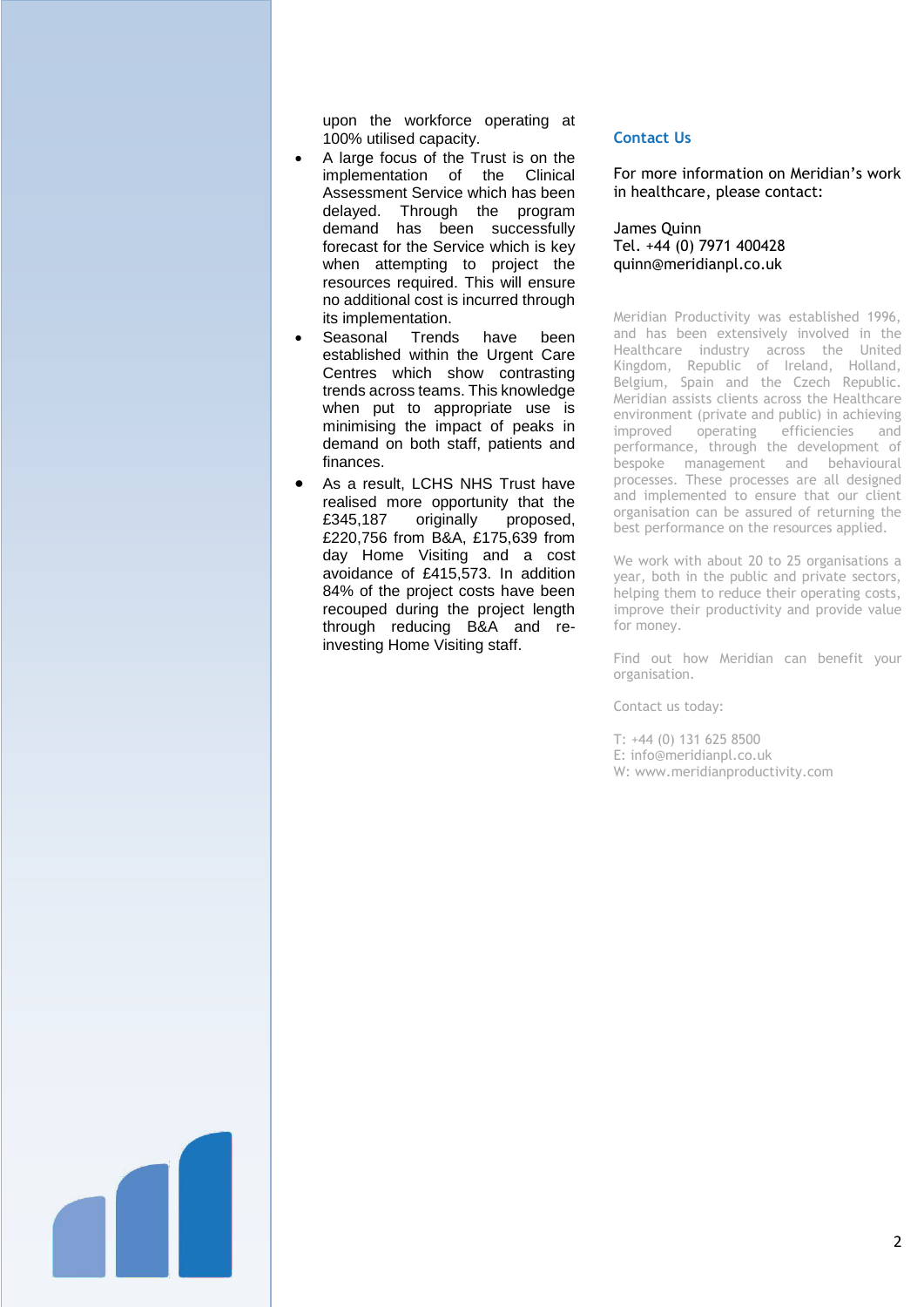upon the workforce operating at 100% utilised capacity.

- A large focus of the Trust is on the implementation of the Clinical Assessment Service which has been delayed. Through the program demand has been successfully forecast for the Service which is key when attempting to project the resources required. This will ensure no additional cost is incurred through its implementation.
- Seasonal Trends have been established within the Urgent Care Centres which show contrasting trends across teams. This knowledge when put to appropriate use is minimising the impact of peaks in demand on both staff, patients and finances.
- As a result, LCHS NHS Trust have realised more opportunity that the £345,187 originally proposed, £220,756 from B&A, £175,639 from day Home Visiting and a cost avoidance of £415,573. In addition 84% of the project costs have been recouped during the project length through reducing B&A and re-investing Home Visiting staff.

## Contact Us

For more information on Meridian's work in healthcare, please contact:

James Quinn
Tel. +44 (0) 7971 400428
quinn@meridianpl.co.uk

Meridian Productivity was established 1996, and has been extensively involved in the Healthcare industry across the United Kingdom, Republic of Ireland, Holland, Belgium, Spain and the Czech Republic. Meridian assists clients across the Healthcare environment (private and public) in achieving improved operating efficiencies and performance, through the development of bespoke management and behavioural processes. These processes are all designed and implemented to ensure that our client organisation can be assured of returning the best performance on the resources applied.

We work with about 20 to 25 organisations a year, both in the public and private sectors, helping them to reduce their operating costs, improve their productivity and provide value for money.

Find out how Meridian can benefit your organisation.

Contact us today:

T: +44 (0) 131 625 8500
E: info@meridianpl.co.uk
W: www.meridianproductivity.com